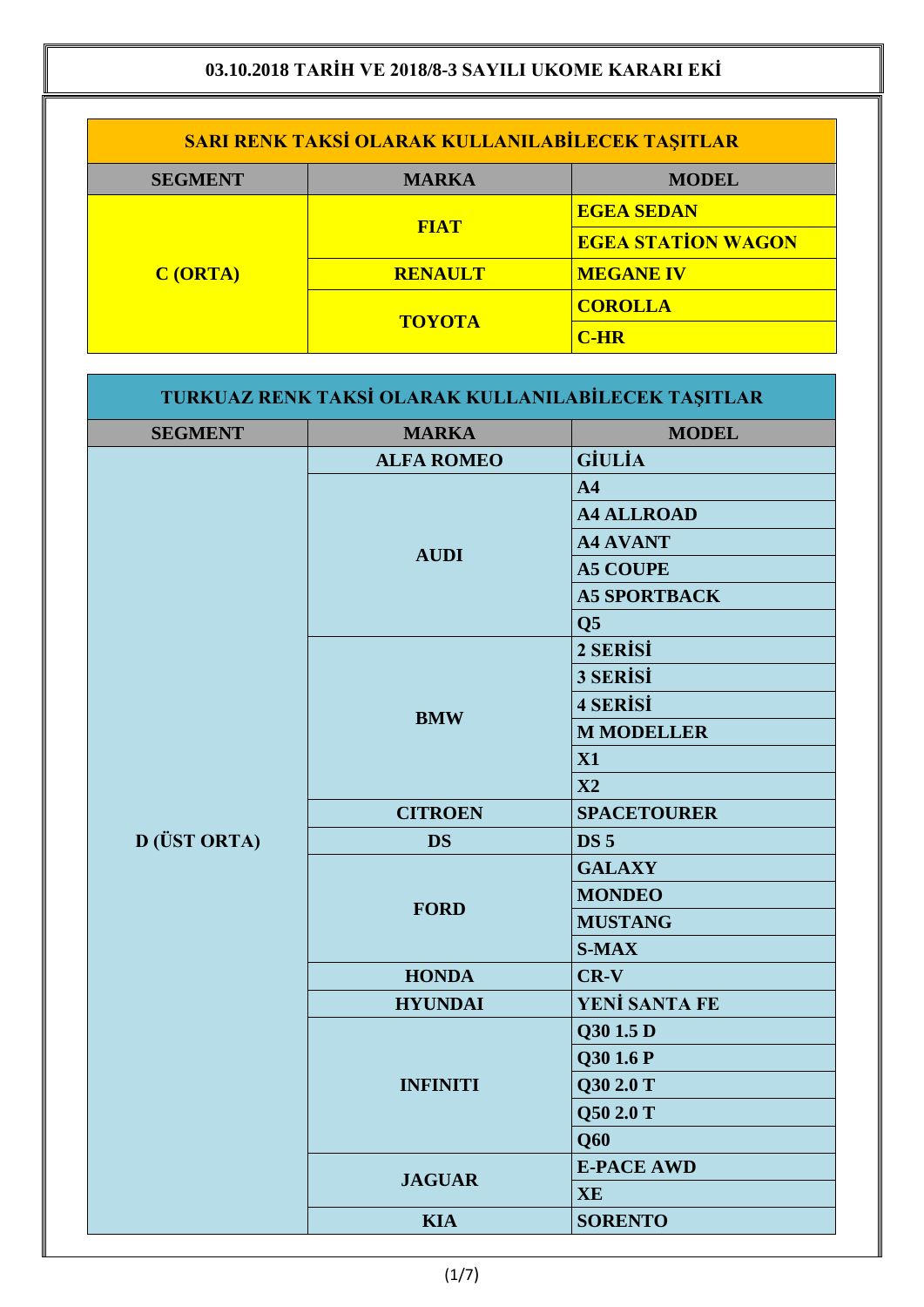# 03.10.2018 TARİH VE 2018/8-3 SAYILI UKOME KARARI EKİ

## SARI RENK TAKSİ OLARAK KULLANILABİLECEK TAŞITLAR

| SEGMENT | MARKA | MODEL |
|---|---|---|
| C (ORTA) | FIAT | EGEA SEDAN |
| | | EGEA STATİON WAGON |
| | RENAULT | MEGANE IV |
| | TOYOTA | COROLLA |
| | | C-HR |

## TURKUAZ RENK TAKSİ OLARAK KULLANILABİLECEK TAŞITLAR

| SEGMENT | MARKA | MODEL |
|---|---|---|
| D (ÜST ORTA) | ALFA ROMEO | GİULİA |
| | AUDI | A4 |
| | | A4 ALLROAD |
| | | A4 AVANT |
| | | A5 COUPE |
| | | A5 SPORTBACK |
| | | Q5 |
| | BMW | 2 SERİSİ |
| | | 3 SERİSİ |
| | | 4 SERİSİ |
| | | M MODELLER |
| | | X1 |
| | | X2 |
| | CITROEN | SPACETOURER |
| | DS | DS 5 |
| | FORD | GALAXY |
| | | MONDEO |
| | | MUSTANG |
| | | S-MAX |
| | HONDA | CR-V |
| | HYUNDAI | YENİ SANTA FE |
| | INFINITI | Q30 1.5 D |
| | | Q30 1.6 P |
| | | Q30 2.0 T |
| | | Q50 2.0 T |
| | | Q60 |
| | JAGUAR | E-PACE AWD |
| | | XE |
| | KIA | SORENTO |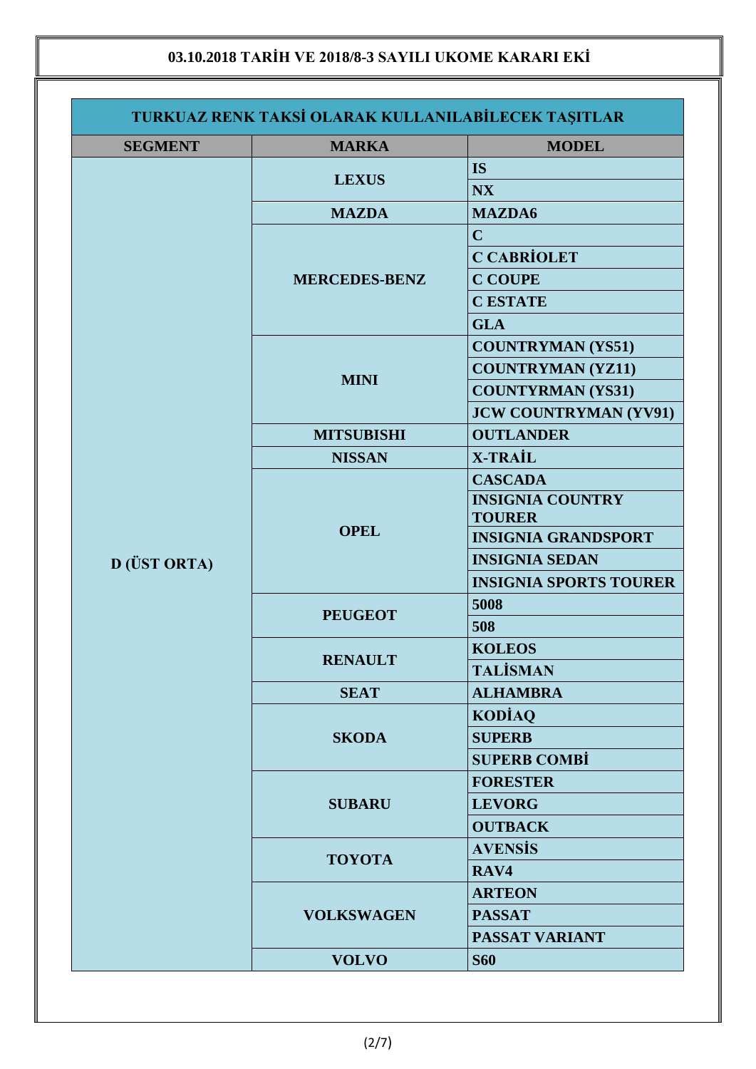**03.10.2018 TARİH VE 2018/8-3 SAYILI UKOME KARARI EKİ**

**TURKUAZ RENK TAKSİ OLARAK KULLANILABİLECEK TAŞITLAR**

| SEGMENT | MARKA | MODEL |
|---|---|---|
| D (ÜST ORTA) | LEXUS | IS |
| | | NX |
| | MAZDA | MAZDA6 |
| | MERCEDES-BENZ | C |
| | | C CABRİOLET |
| | | C COUPE |
| | | C ESTATE |
| | | GLA |
| | MINI | COUNTRYMAN (YS51) |
| | | COUNTRYMAN (YZ11) |
| | | COUNTYRMAN (YS31) |
| | | JCW COUNTRYMAN (YV91) |
| | MITSUBISHI | OUTLANDER |
| | NISSAN | X-TRAİL |
| | OPEL | CASCADA |
| | | INSIGNIA COUNTRY TOURER |
| | | INSIGNIA GRANDSPORT |
| | | INSIGNIA SEDAN |
| | | INSIGNIA SPORTS TOURER |
| | PEUGEOT | 5008 |
| | | 508 |
| | RENAULT | KOLEOS |
| | | TALİSMAN |
| | SEAT | ALHAMBRA |
| | SKODA | KODİAQ |
| | | SUPERB |
| | | SUPERB COMBİ |
| | SUBARU | FORESTER |
| | | LEVORG |
| | | OUTBACK |
| | TOYOTA | AVENSİS |
| | | RAV4 |
| | VOLKSWAGEN | ARTEON |
| | | PASSAT |
| | | PASSAT VARIANT |
| | VOLVO | S60 |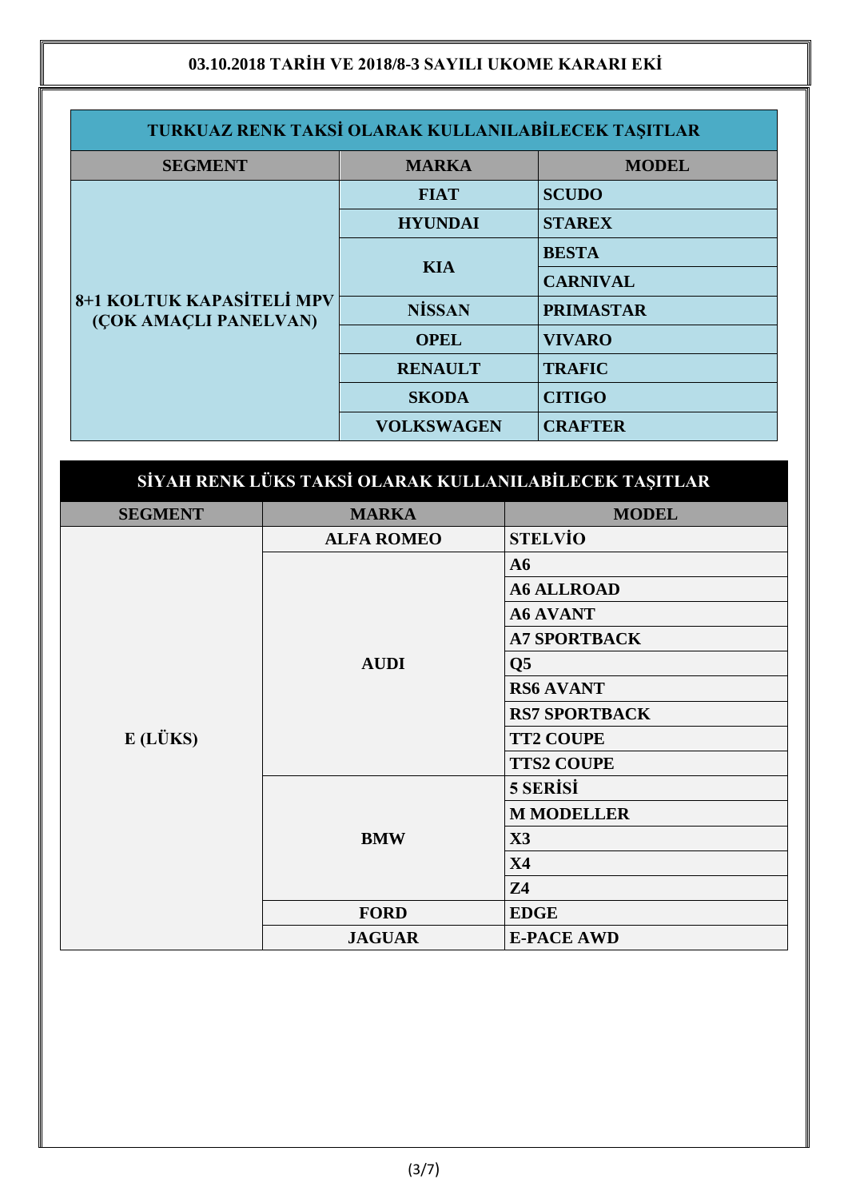**03.10.2018 TARİH VE 2018/8-3 SAYILI UKOME KARARI EKİ**

**TURKUAZ RENK TAKSİ OLARAK KULLANILABİLECEK TAŞITLAR**

| SEGMENT | MARKA | MODEL |
|---|---|---|
| 8+1 KOLTUK KAPASİTELİ MPV (ÇOK AMAÇLI PANELVAN) | FIAT | SCUDO |
| | HYUNDAI | STAREX |
| | KIA | BESTA |
| | | CARNIVAL |
| | NİSSAN | PRIMASTAR |
| | OPEL | VIVARO |
| | RENAULT | TRAFIC |
| | SKODA | CITIGO |
| | VOLKSWAGEN | CRAFTER |

**SİYAH RENK LÜKS TAKSİ OLARAK KULLANILABİLECEK TAŞITLAR**

| SEGMENT | MARKA | MODEL |
|---|---|---|
| E (LÜKS) | ALFA ROMEO | STELVİO |
| | AUDI | A6 |
| | | A6 ALLROAD |
| | | A6 AVANT |
| | | A7 SPORTBACK |
| | | Q5 |
| | | RS6 AVANT |
| | | RS7 SPORTBACK |
| | | TT2 COUPE |
| | | TTS2 COUPE |
| | BMW | 5 SERİSİ |
| | | M MODELLER |
| | | X3 |
| | | X4 |
| | | Z4 |
| | FORD | EDGE |
| | JAGUAR | E-PACE AWD |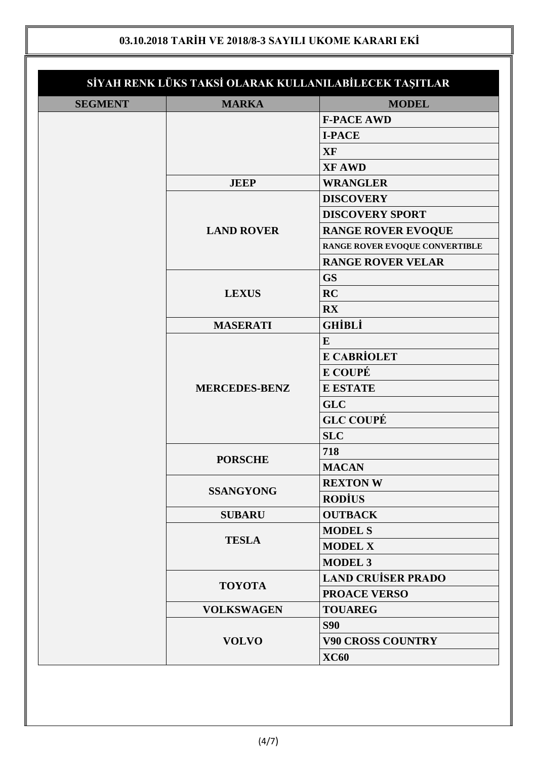**03.10.2018 TARİH VE 2018/8-3 SAYILI UKOME KARARI EKİ**

| SİYAH RENK LÜKS TAKSİ OLARAK KULLANILABİLECEK TAŞITLAR | | |
|---|---|---|
| **SEGMENT** | **MARKA** | **MODEL** |
| | | **F-PACE AWD** |
| | | **I-PACE** |
| | | **XF** |
| | | **XF AWD** |
| | **JEEP** | **WRANGLER** |
| | **LAND ROVER** | **DISCOVERY** |
| | | **DISCOVERY SPORT** |
| | | **RANGE ROVER EVOQUE** |
| | | **RANGE ROVER EVOQUE CONVERTIBLE** |
| | | **RANGE ROVER VELAR** |
| | **LEXUS** | **GS** |
| | | **RC** |
| | | **RX** |
| | **MASERATI** | **GHİBLİ** |
| | **MERCEDES-BENZ** | **E** |
| | | **E CABRİOLET** |
| | | **E COUPÉ** |
| | | **E ESTATE** |
| | | **GLC** |
| | | **GLC COUPÉ** |
| | | **SLC** |
| | **PORSCHE** | **718** |
| | | **MACAN** |
| | **SSANGYONG** | **REXTON W** |
| | | **RODİUS** |
| | **SUBARU** | **OUTBACK** |
| | **TESLA** | **MODEL S** |
| | | **MODEL X** |
| | | **MODEL 3** |
| | **TOYOTA** | **LAND CRUİSER PRADO** |
| | | **PROACE VERSO** |
| | **VOLKSWAGEN** | **TOUAREG** |
| | **VOLVO** | **S90** |
| | | **V90 CROSS COUNTRY** |
| | | **XC60** |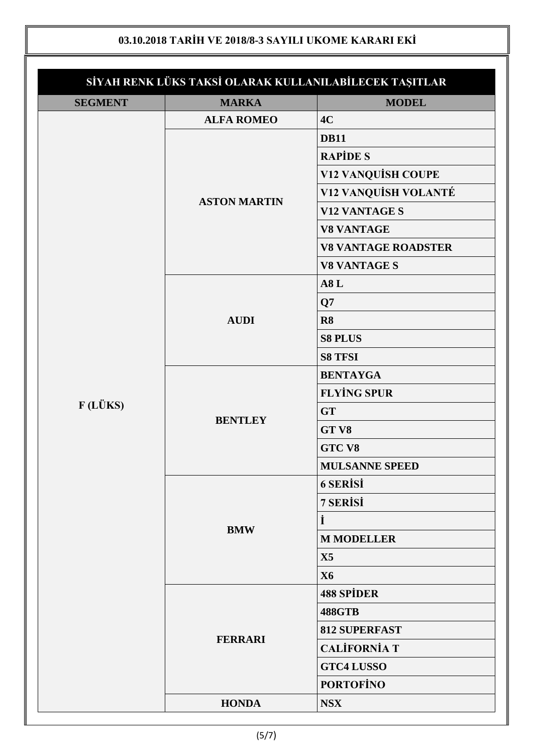## 03.10.2018 TARİH VE 2018/8-3 SAYILI UKOME KARARI EKİ

| SİYAH RENK LÜKS TAKSİ OLARAK KULLANILABİLECEK TAŞITLAR | | |
|---|---|---|
| **SEGMENT** | **MARKA** | **MODEL** |
| F (LÜKS) | ALFA ROMEO | 4C |
| | ASTON MARTIN | DB11 |
| | | RAPİDE S |
| | | V12 VANQUİSH COUPE |
| | | V12 VANQUİSH VOLANTÉ |
| | | V12 VANTAGE S |
| | | V8 VANTAGE |
| | | V8 VANTAGE ROADSTER |
| | | V8 VANTAGE S |
| | AUDI | A8 L |
| | | Q7 |
| | | R8 |
| | | S8 PLUS |
| | | S8 TFSI |
| | BENTLEY | BENTAYGA |
| | | FLYİNG SPUR |
| | | GT |
| | | GT V8 |
| | | GTC V8 |
| | | MULSANNE SPEED |
| | BMW | 6 SERİSİ |
| | | 7 SERİSİ |
| | | İ |
| | | M MODELLER |
| | | X5 |
| | | X6 |
| | FERRARI | 488 SPİDER |
| | | 488GTB |
| | | 812 SUPERFAST |
| | | CALİFORNİA T |
| | | GTC4 LUSSO |
| | | PORTOFİNO |
| | HONDA | NSX |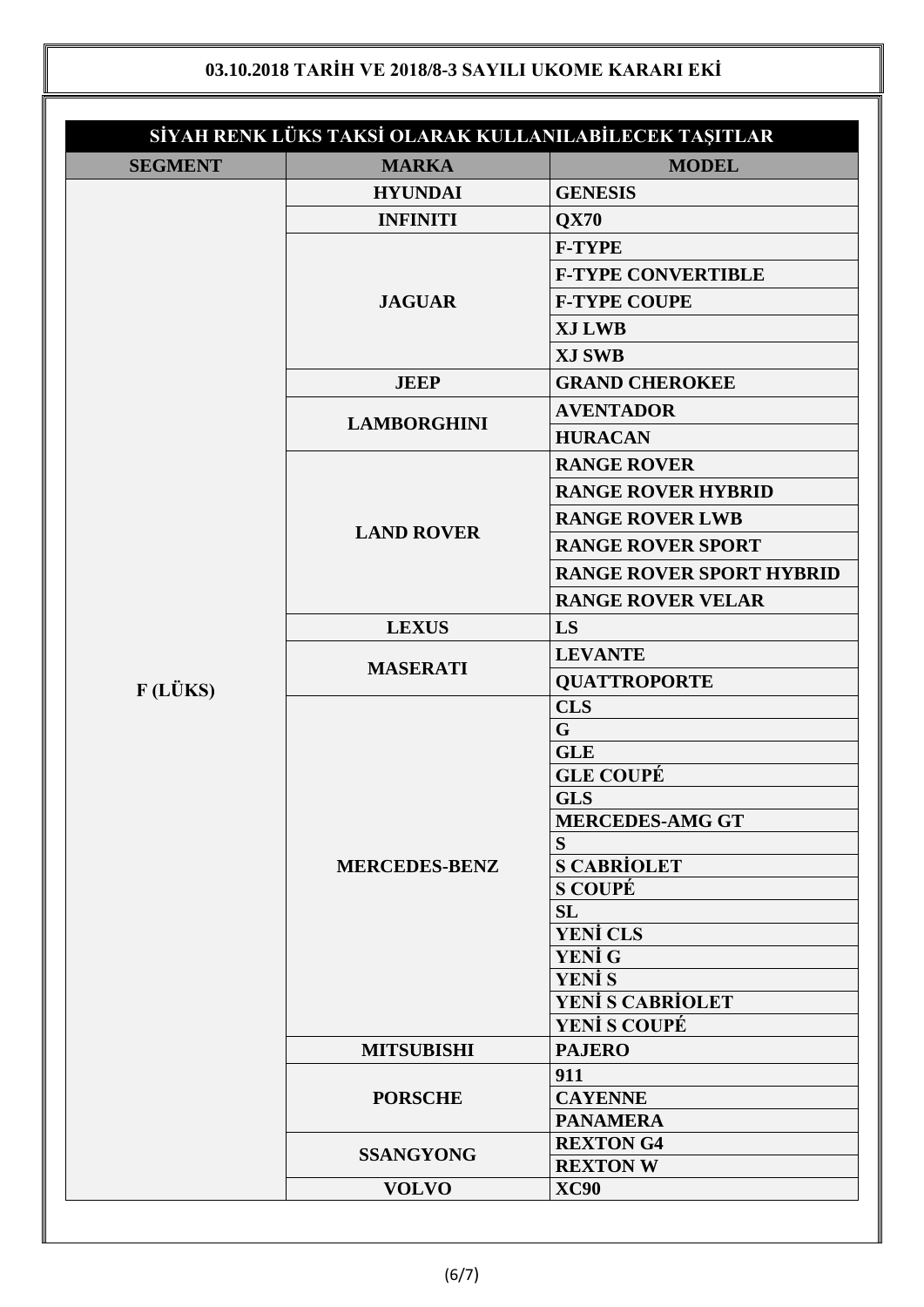**03.10.2018 TARİH VE 2018/8-3 SAYILI UKOME KARARI EKİ**

| SİYAH RENK LÜKS TAKSİ OLARAK KULLANILABİLECEK TAŞITLAR | | |
|---|---|---|
| **SEGMENT** | **MARKA** | **MODEL** |
| F (LÜKS) | HYUNDAI | GENESIS |
| | INFINITI | QX70 |
| | JAGUAR | F-TYPE |
| | | F-TYPE CONVERTIBLE |
| | | F-TYPE COUPE |
| | | XJ LWB |
| | | XJ SWB |
| | JEEP | GRAND CHEROKEE |
| | LAMBORGHINI | AVENTADOR |
| | | HURACAN |
| | LAND ROVER | RANGE ROVER |
| | | RANGE ROVER HYBRID |
| | | RANGE ROVER LWB |
| | | RANGE ROVER SPORT |
| | | RANGE ROVER SPORT HYBRID |
| | | RANGE ROVER VELAR |
| | LEXUS | LS |
| | MASERATI | LEVANTE |
| | | QUATTROPORTE |
| | MERCEDES-BENZ | CLS |
| | | G |
| | | GLE |
| | | GLE COUPÉ |
| | | GLS |
| | | MERCEDES-AMG GT |
| | | S |
| | | S CABRİOLET |
| | | S COUPÉ |
| | | SL |
| | | YENİ CLS |
| | | YENİ G |
| | | YENİ S |
| | | YENİ S CABRİOLET |
| | | YENİ S COUPÉ |
| | MITSUBISHI | PAJERO |
| | PORSCHE | 911 |
| | | CAYENNE |
| | | PANAMERA |
| | SSANGYONG | REXTON G4 |
| | | REXTON W |
| | VOLVO | XC90 |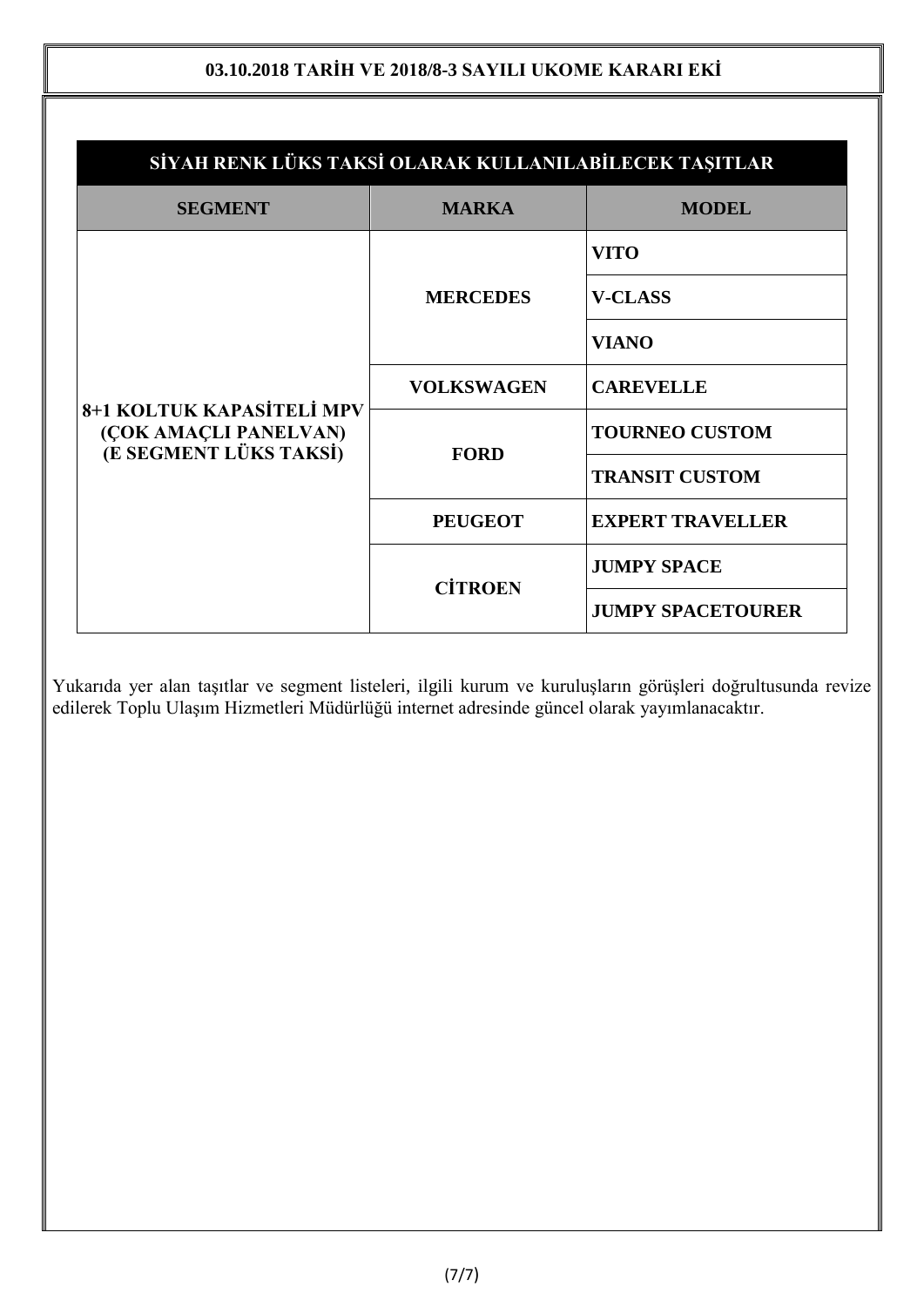**03.10.2018 TARİH VE 2018/8-3 SAYILI UKOME KARARI EKİ**

| SİYAH RENK LÜKS TAKSİ OLARAK KULLANILABİLECEK TAŞITLAR | | |
|---|---|---|
| **SEGMENT** | **MARKA** | **MODEL** |
| **8+1 KOLTUK KAPASİTELİ MPV (ÇOK AMAÇLI PANELVAN) (E SEGMENT LÜKS TAKSİ)** | **MERCEDES** | **VITO** |
| | | **V-CLASS** |
| | | **VIANO** |
| | **VOLKSWAGEN** | **CAREVELLE** |
| | **FORD** | **TOURNEO CUSTOM** |
| | | **TRANSIT CUSTOM** |
| | **PEUGEOT** | **EXPERT TRAVELLER** |
| | **CİTROEN** | **JUMPY SPACE** |
| | | **JUMPY SPACETOURER** |

Yukarıda yer alan taşıtlar ve segment listeleri, ilgili kurum ve kuruluşların görüşleri doğrultusunda revize edilerek Toplu Ulaşım Hizmetleri Müdürlüğü internet adresinde güncel olarak yayımlanacaktır.